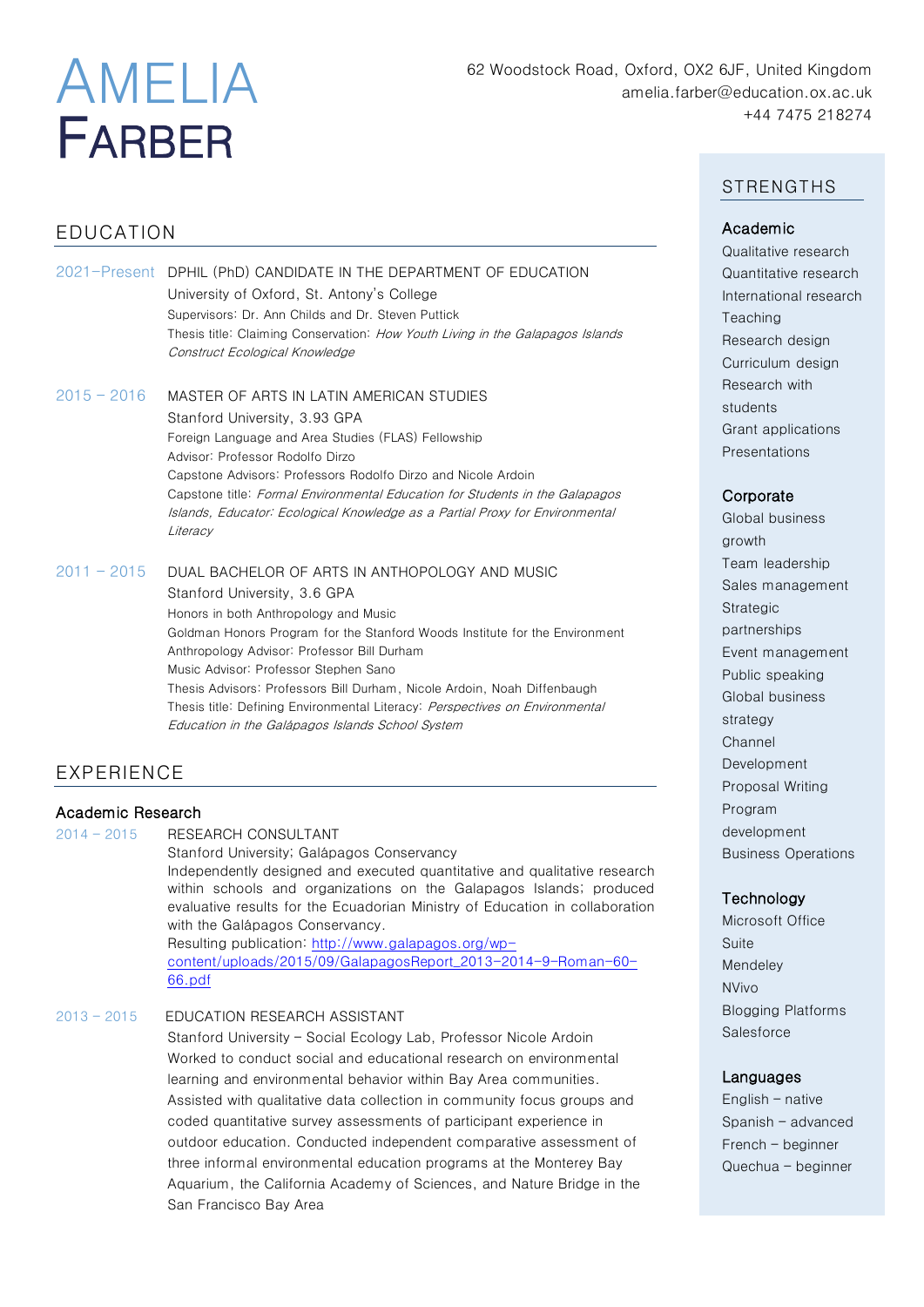# AMELIA FARBER

62 Woodstock Road, Oxford, OX2 6JF, United Kingdom
amelia.farber@education.ox.ac.uk
+44 7475 218274

## EDUCATION

**2021–Present** DPHIL (PhD) CANDIDATE IN THE DEPARTMENT OF EDUCATION
University of Oxford, St. Antony's College
Supervisors: Dr. Ann Childs and Dr. Steven Puttick
Thesis title: Claiming Conservation: *How Youth Living in the Galapagos Islands Construct Ecological Knowledge*

**2015 – 2016** MASTER OF ARTS IN LATIN AMERICAN STUDIES
Stanford University, 3.93 GPA
Foreign Language and Area Studies (FLAS) Fellowship
Advisor: Professor Rodolfo Dirzo
Capstone Advisors: Professors Rodolfo Dirzo and Nicole Ardoin
Capstone title: *Formal Environmental Education for Students in the Galapagos Islands, Educator: Ecological Knowledge as a Partial Proxy for Environmental Literacy*

**2011 – 2015** DUAL BACHELOR OF ARTS IN ANTHOPOLOGY AND MUSIC
Stanford University, 3.6 GPA
Honors in both Anthropology and Music
Goldman Honors Program for the Stanford Woods Institute for the Environment
Anthropology Advisor: Professor Bill Durham
Music Advisor: Professor Stephen Sano
Thesis Advisors: Professors Bill Durham, Nicole Ardoin, Noah Diffenbaugh
Thesis title: Defining Environmental Literacy: *Perspectives on Environmental Education in the Galápagos Islands School System*

## EXPERIENCE

### Academic Research

**2014 – 2015** RESEARCH CONSULTANT
Stanford University; Galápagos Conservancy
Independently designed and executed quantitative and qualitative research within schools and organizations on the Galapagos Islands; produced evaluative results for the Ecuadorian Ministry of Education in collaboration with the Galápagos Conservancy.
Resulting publication: http://www.galapagos.org/wp-content/uploads/2015/09/GalapagosReport_2013-2014-9-Roman-60-66.pdf

**2013 – 2015** EDUCATION RESEARCH ASSISTANT
Stanford University – Social Ecology Lab, Professor Nicole Ardoin
Worked to conduct social and educational research on environmental learning and environmental behavior within Bay Area communities. Assisted with qualitative data collection in community focus groups and coded quantitative survey assessments of participant experience in outdoor education. Conducted independent comparative assessment of three informal environmental education programs at the Monterey Bay Aquarium, the California Academy of Sciences, and Nature Bridge in the San Francisco Bay Area

## STRENGTHS

### Academic
- Qualitative research
- Quantitative research
- International research
- Teaching
- Research design
- Curriculum design
- Research with students
- Grant applications
- Presentations

### Corporate
- Global business growth
- Team leadership
- Sales management
- Strategic partnerships
- Event management
- Public speaking
- Global business strategy
- Channel Development
- Proposal Writing
- Program development
- Business Operations

### Technology
- Microsoft Office Suite
- Mendeley
- NVivo
- Blogging Platforms
- Salesforce

### Languages
- English – native
- Spanish – advanced
- French – beginner
- Quechua – beginner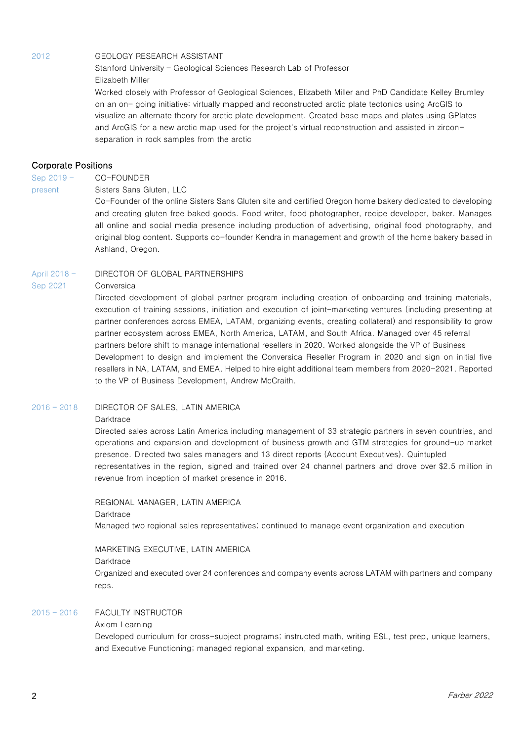2012 — GEOLOGY RESEARCH ASSISTANT
Stanford University – Geological Sciences Research Lab of Professor Elizabeth Miller
Worked closely with Professor of Geological Sciences, Elizabeth Miller and PhD Candidate Kelley Brumley on an on- going initiative: virtually mapped and reconstructed arctic plate tectonics using ArcGIS to visualize an alternate theory for arctic plate development. Created base maps and plates using GPlates and ArcGIS for a new arctic map used for the project's virtual reconstruction and assisted in zircon-separation in rock samples from the arctic

## Corporate Positions

Sep 2019 – present — CO-FOUNDER
Sisters Sans Gluten, LLC
Co-Founder of the online Sisters Sans Gluten site and certified Oregon home bakery dedicated to developing and creating gluten free baked goods. Food writer, food photographer, recipe developer, baker. Manages all online and social media presence including production of advertising, original food photography, and original blog content. Supports co-founder Kendra in management and growth of the home bakery based in Ashland, Oregon.

April 2018 – Sep 2021 — DIRECTOR OF GLOBAL PARTNERSHIPS
Conversica
Directed development of global partner program including creation of onboarding and training materials, execution of training sessions, initiation and execution of joint-marketing ventures (including presenting at partner conferences across EMEA, LATAM, organizing events, creating collateral) and responsibility to grow partner ecosystem across EMEA, North America, LATAM, and South Africa. Managed over 45 referral partners before shift to manage international resellers in 2020. Worked alongside the VP of Business Development to design and implement the Conversica Reseller Program in 2020 and sign on initial five resellers in NA, LATAM, and EMEA. Helped to hire eight additional team members from 2020-2021. Reported to the VP of Business Development, Andrew McCraith.

2016 – 2018 — DIRECTOR OF SALES, LATIN AMERICA
Darktrace
Directed sales across Latin America including management of 33 strategic partners in seven countries, and operations and expansion and development of business growth and GTM strategies for ground-up market presence. Directed two sales managers and 13 direct reports (Account Executives). Quintupled representatives in the region, signed and trained over 24 channel partners and drove over $2.5 million in revenue from inception of market presence in 2016.

REGIONAL MANAGER, LATIN AMERICA
Darktrace
Managed two regional sales representatives; continued to manage event organization and execution

MARKETING EXECUTIVE, LATIN AMERICA
Darktrace
Organized and executed over 24 conferences and company events across LATAM with partners and company reps.

2015 – 2016 — FACULTY INSTRUCTOR
Axiom Learning
Developed curriculum for cross-subject programs; instructed math, writing ESL, test prep, unique learners, and Executive Functioning; managed regional expansion, and marketing.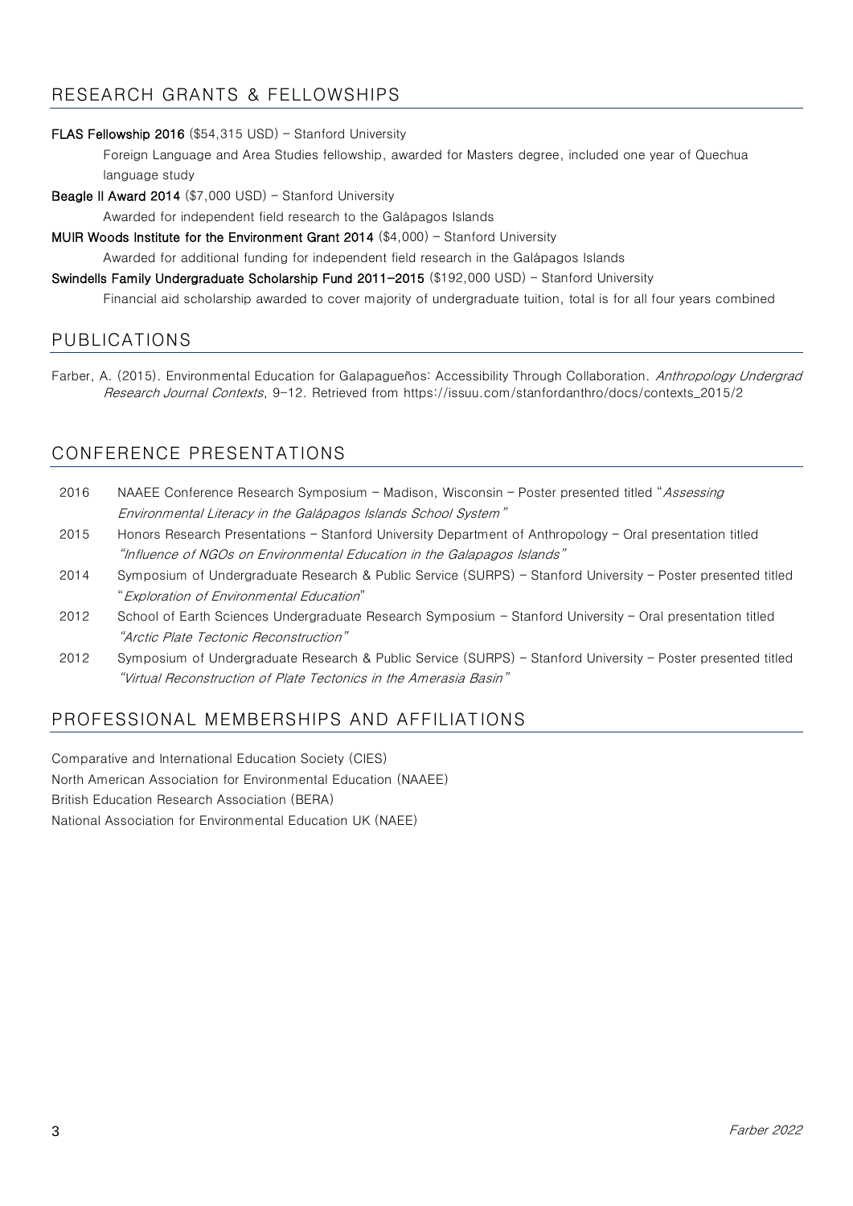## RESEARCH GRANTS & FELLOWSHIPS

**FLAS Fellowship 2016** ($54,315 USD) – Stanford University

Foreign Language and Area Studies fellowship, awarded for Masters degree, included one year of Quechua language study

**Beagle II Award 2014** ($7,000 USD) – Stanford University

Awarded for independent field research to the Galápagos Islands

**MUIR Woods Institute for the Environment Grant 2014** ($4,000) – Stanford University

Awarded for additional funding for independent field research in the Galápagos Islands

**Swindells Family Undergraduate Scholarship Fund 2011-2015** ($192,000 USD) – Stanford University

Financial aid scholarship awarded to cover majority of undergraduate tuition, total is for all four years combined

## PUBLICATIONS

Farber, A. (2015). Environmental Education for Galapagueños: Accessibility Through Collaboration. *Anthropology Undergrad Research Journal Contexts*, 9-12. Retrieved from https://issuu.com/stanfordanthro/docs/contexts_2015/2

## CONFERENCE PRESENTATIONS

| | |
|---|---|
| 2016 | NAAEE Conference Research Symposium – Madison, Wisconsin – Poster presented titled "*Assessing Environmental Literacy in the Galápagos Islands School System*" |
| 2015 | Honors Research Presentations – Stanford University Department of Anthropology – Oral presentation titled *"Influence of NGOs on Environmental Education in the Galapagos Islands"* |
| 2014 | Symposium of Undergraduate Research & Public Service (SURPS) – Stanford University – Poster presented titled "*Exploration of Environmental Education*" |
| 2012 | School of Earth Sciences Undergraduate Research Symposium – Stanford University – Oral presentation titled *"Arctic Plate Tectonic Reconstruction"* |
| 2012 | Symposium of Undergraduate Research & Public Service (SURPS) – Stanford University – Poster presented titled *"Virtual Reconstruction of Plate Tectonics in the Amerasia Basin"* |

## PROFESSIONAL MEMBERSHIPS AND AFFILIATIONS

Comparative and International Education Society (CIES)

North American Association for Environmental Education (NAAEE)

British Education Research Association (BERA)

National Association for Environmental Education UK (NAEE)